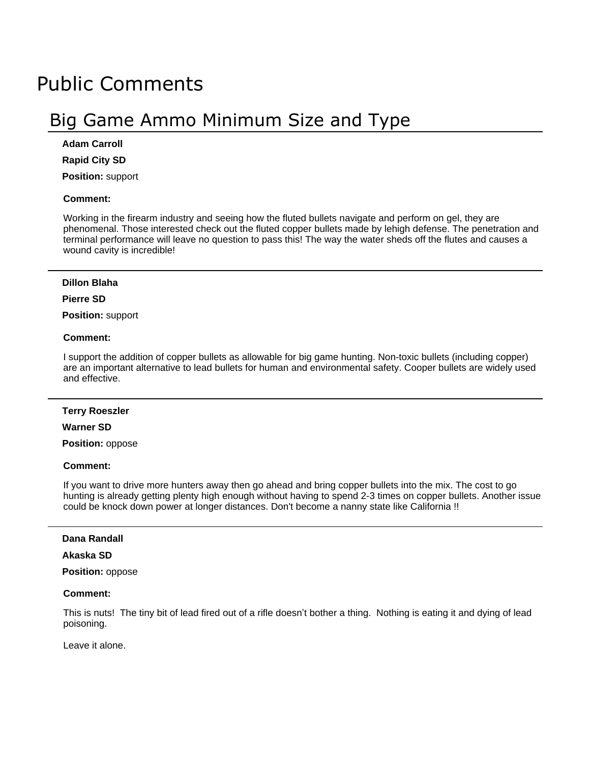# Public Comments

## Big Game Ammo Minimum Size and Type

**Adam Carroll**

**Rapid City SD**

**Position:** support

**Comment:**

Working in the firearm industry and seeing how the fluted bullets navigate and perform on gel, they are phenomenal. Those interested check out the fluted copper bullets made by lehigh defense. The penetration and terminal performance will leave no question to pass this! The way the water sheds off the flutes and causes a wound cavity is incredible!

---

**Dillon Blaha**

**Pierre SD**

**Position:** support

**Comment:**

I support the addition of copper bullets as allowable for big game hunting. Non-toxic bullets (including copper) are an important alternative to lead bullets for human and environmental safety. Cooper bullets are widely used and effective.

---

**Terry Roeszler**

**Warner SD**

**Position:** oppose

**Comment:**

If you want to drive more hunters away then go ahead and bring copper bullets into the mix. The cost to go hunting is already getting plenty high enough without having to spend 2-3 times on copper bullets. Another issue could be knock down power at longer distances. Don't become a nanny state like California !!

---

**Dana Randall**

**Akaska SD**

**Position:** oppose

**Comment:**

This is nuts! The tiny bit of lead fired out of a rifle doesn’t bother a thing. Nothing is eating it and dying of lead poisoning.

Leave it alone.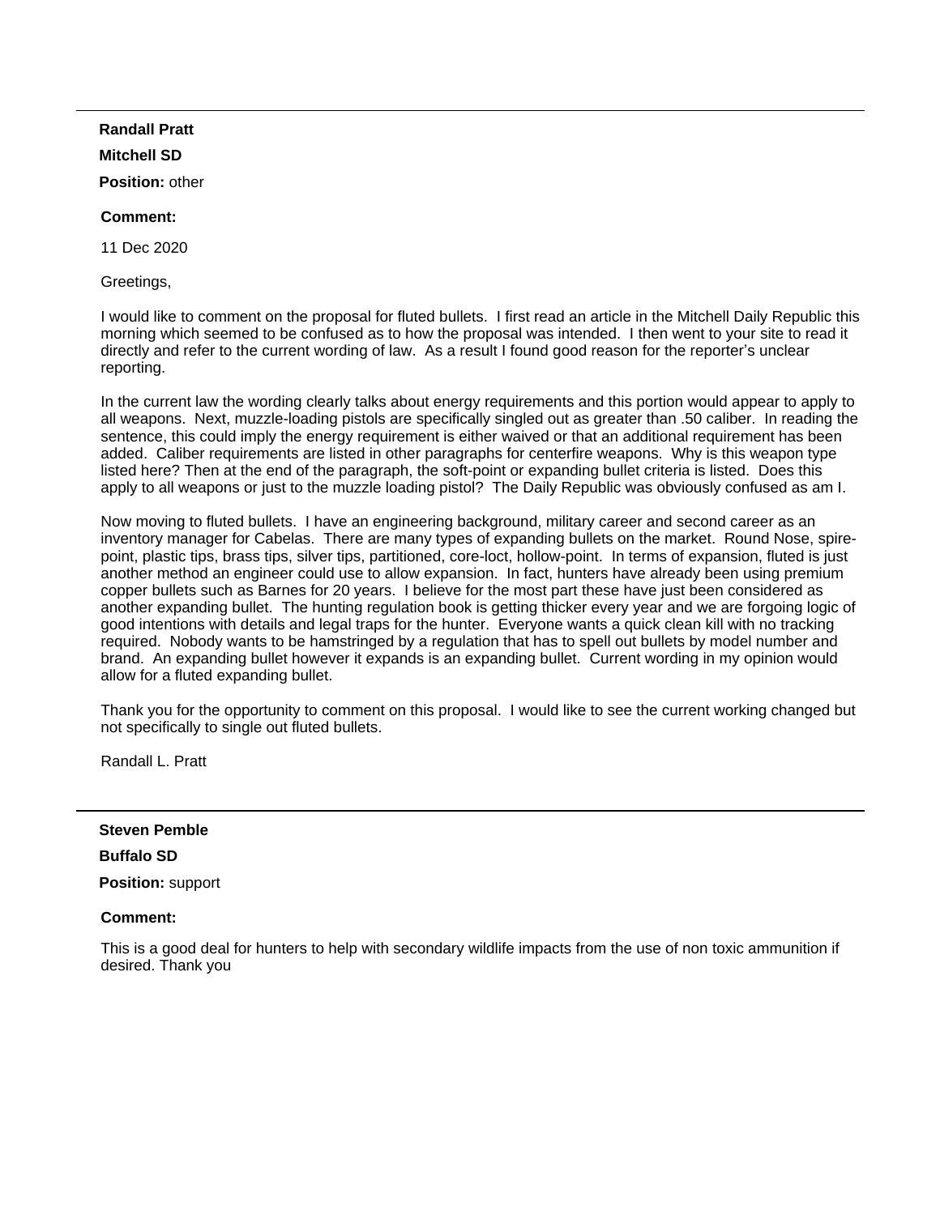---

**Randall Pratt**

**Mitchell SD**

**Position:** other

**Comment:**

11 Dec 2020

Greetings,

I would like to comment on the proposal for fluted bullets. I first read an article in the Mitchell Daily Republic this morning which seemed to be confused as to how the proposal was intended. I then went to your site to read it directly and refer to the current wording of law. As a result I found good reason for the reporter's unclear reporting.

In the current law the wording clearly talks about energy requirements and this portion would appear to apply to all weapons. Next, muzzle-loading pistols are specifically singled out as greater than .50 caliber. In reading the sentence, this could imply the energy requirement is either waived or that an additional requirement has been added. Caliber requirements are listed in other paragraphs for centerfire weapons. Why is this weapon type listed here? Then at the end of the paragraph, the soft-point or expanding bullet criteria is listed. Does this apply to all weapons or just to the muzzle loading pistol? The Daily Republic was obviously confused as am I.

Now moving to fluted bullets. I have an engineering background, military career and second career as an inventory manager for Cabelas. There are many types of expanding bullets on the market. Round Nose, spire-point, plastic tips, brass tips, silver tips, partitioned, core-loct, hollow-point. In terms of expansion, fluted is just another method an engineer could use to allow expansion. In fact, hunters have already been using premium copper bullets such as Barnes for 20 years. I believe for the most part these have just been considered as another expanding bullet. The hunting regulation book is getting thicker every year and we are forgoing logic of good intentions with details and legal traps for the hunter. Everyone wants a quick clean kill with no tracking required. Nobody wants to be hamstringed by a regulation that has to spell out bullets by model number and brand. An expanding bullet however it expands is an expanding bullet. Current wording in my opinion would allow for a fluted expanding bullet.

Thank you for the opportunity to comment on this proposal. I would like to see the current working changed but not specifically to single out fluted bullets.

Randall L. Pratt

---

**Steven Pemble**

**Buffalo SD**

**Position:** support

**Comment:**

This is a good deal for hunters to help with secondary wildlife impacts from the use of non toxic ammunition if desired. Thank you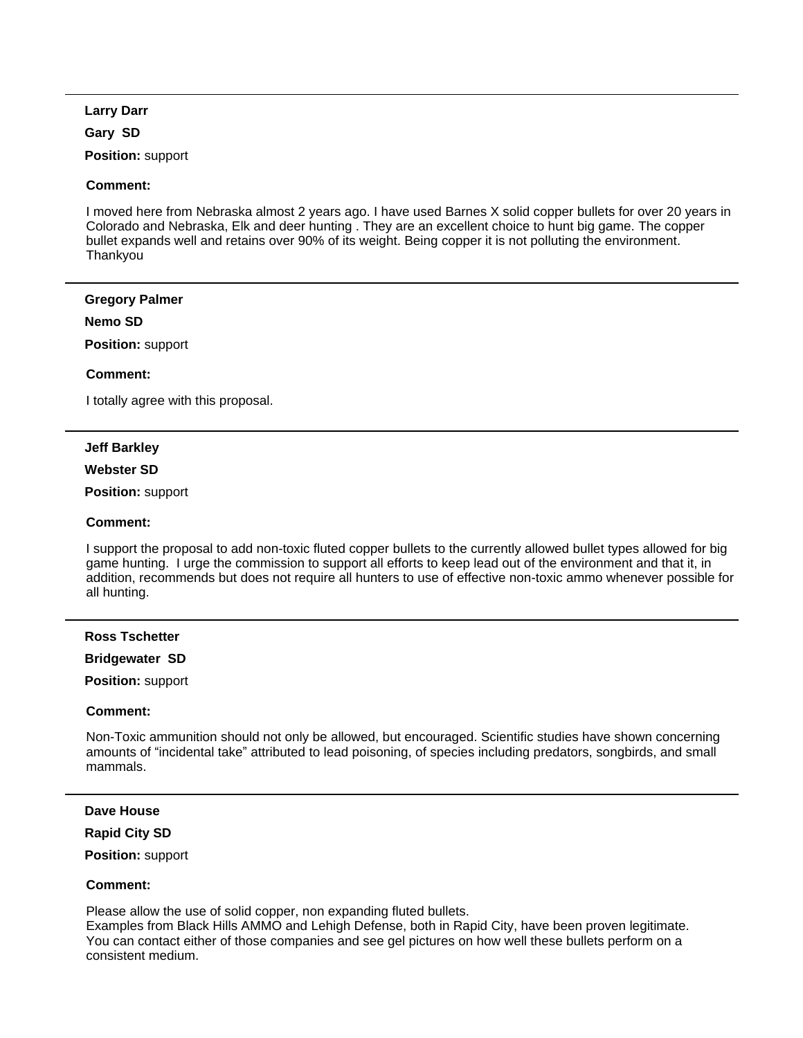---

**Larry Darr**

**Gary SD**

**Position:** support

**Comment:**

I moved here from Nebraska almost 2 years ago. I have used Barnes X solid copper bullets for over 20 years in Colorado and Nebraska, Elk and deer hunting . They are an excellent choice to hunt big game. The copper bullet expands well and retains over 90% of its weight. Being copper it is not polluting the environment. Thankyou

---

**Gregory Palmer**

**Nemo SD**

**Position:** support

**Comment:**

I totally agree with this proposal.

---

**Jeff Barkley**

**Webster SD**

**Position:** support

**Comment:**

I support the proposal to add non-toxic fluted copper bullets to the currently allowed bullet types allowed for big game hunting. I urge the commission to support all efforts to keep lead out of the environment and that it, in addition, recommends but does not require all hunters to use of effective non-toxic ammo whenever possible for all hunting.

---

**Ross Tschetter**

**Bridgewater SD**

**Position:** support

**Comment:**

Non-Toxic ammunition should not only be allowed, but encouraged. Scientific studies have shown concerning amounts of “incidental take” attributed to lead poisoning, of species including predators, songbirds, and small mammals.

---

**Dave House**

**Rapid City SD**

**Position:** support

**Comment:**

Please allow the use of solid copper, non expanding fluted bullets.
Examples from Black Hills AMMO and Lehigh Defense, both in Rapid City, have been proven legitimate.
You can contact either of those companies and see gel pictures on how well these bullets perform on a consistent medium.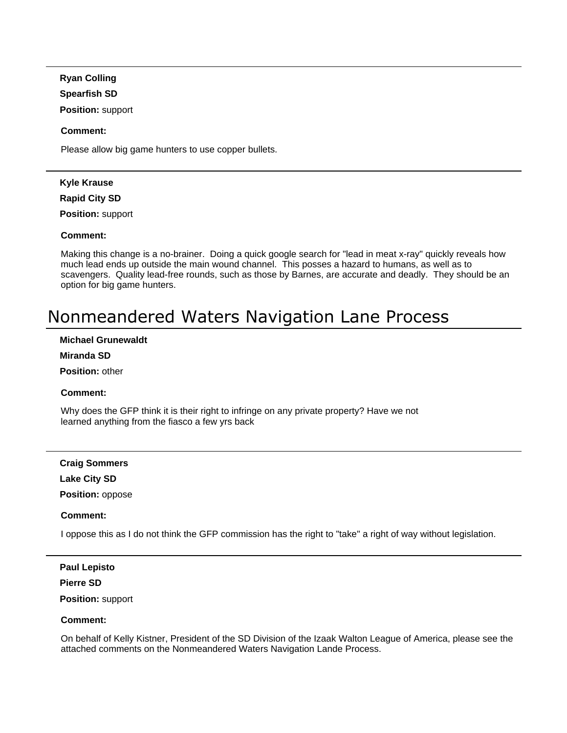**Ryan Colling**

**Spearfish SD**

**Position:** support

**Comment:**

Please allow big game hunters to use copper bullets.

---

**Kyle Krause**

**Rapid City SD**

**Position:** support

**Comment:**

Making this change is a no-brainer. Doing a quick google search for "lead in meat x-ray" quickly reveals how much lead ends up outside the main wound channel. This posses a hazard to humans, as well as to scavengers. Quality lead-free rounds, such as those by Barnes, are accurate and deadly. They should be an option for big game hunters.

# Nonmeandered Waters Navigation Lane Process

**Michael Grunewaldt**

**Miranda SD**

**Position:** other

**Comment:**

Why does the GFP think it is their right to infringe on any private property? Have we not learned anything from the fiasco a few yrs back

---

**Craig Sommers**

**Lake City SD**

**Position:** oppose

**Comment:**

I oppose this as I do not think the GFP commission has the right to "take" a right of way without legislation.

---

**Paul Lepisto**

**Pierre SD**

**Position:** support

**Comment:**

On behalf of Kelly Kistner, President of the SD Division of the Izaak Walton League of America, please see the attached comments on the Nonmeandered Waters Navigation Lande Process.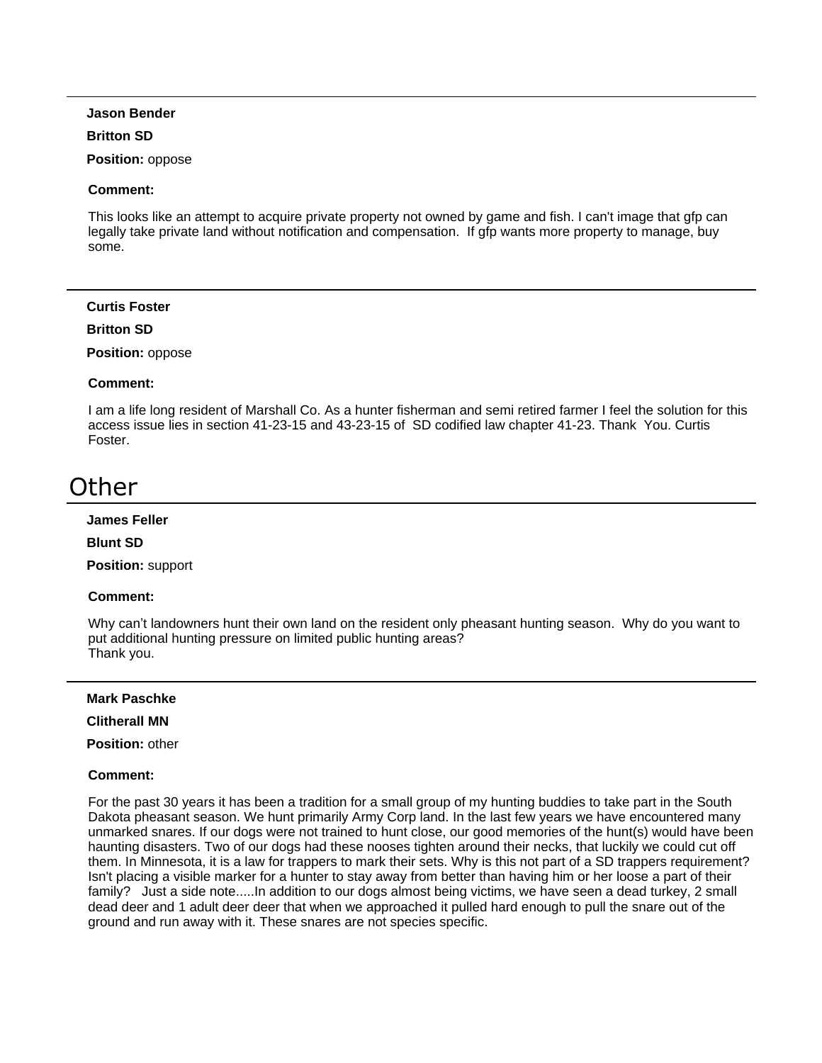---

**Jason Bender**

**Britton SD**

**Position:** oppose

**Comment:**

This looks like an attempt to acquire private property not owned by game and fish. I can't image that gfp can legally take private land without notification and compensation. If gfp wants more property to manage, buy some.

---

**Curtis Foster**

**Britton SD**

**Position:** oppose

**Comment:**

I am a life long resident of Marshall Co. As a hunter fisherman and semi retired farmer I feel the solution for this access issue lies in section 41-23-15 and 43-23-15 of SD codified law chapter 41-23. Thank You. Curtis Foster.

# Other

**James Feller**

**Blunt SD**

**Position:** support

**Comment:**

Why can't landowners hunt their own land on the resident only pheasant hunting season. Why do you want to put additional hunting pressure on limited public hunting areas?
Thank you.

---

**Mark Paschke**

**Clitherall MN**

**Position:** other

**Comment:**

For the past 30 years it has been a tradition for a small group of my hunting buddies to take part in the South Dakota pheasant season. We hunt primarily Army Corp land. In the last few years we have encountered many unmarked snares. If our dogs were not trained to hunt close, our good memories of the hunt(s) would have been haunting disasters. Two of our dogs had these nooses tighten around their necks, that luckily we could cut off them. In Minnesota, it is a law for trappers to mark their sets. Why is this not part of a SD trappers requirement? Isn't placing a visible marker for a hunter to stay away from better than having him or her loose a part of their family? Just a side note.....In addition to our dogs almost being victims, we have seen a dead turkey, 2 small dead deer and 1 adult deer deer that when we approached it pulled hard enough to pull the snare out of the ground and run away with it. These snares are not species specific.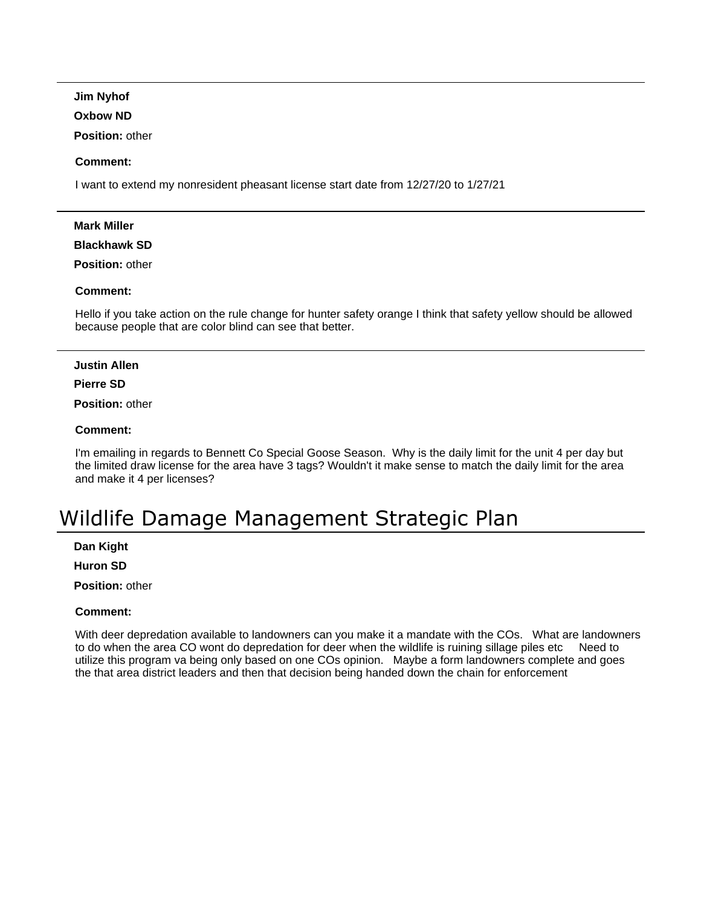**Jim Nyhof**

**Oxbow ND**

**Position:** other

**Comment:**

I want to extend my nonresident pheasant license start date from 12/27/20 to 1/27/21

---

**Mark Miller**

**Blackhawk SD**

**Position:** other

**Comment:**

Hello if you take action on the rule change for hunter safety orange I think that safety yellow should be allowed because people that are color blind can see that better.

---

**Justin Allen**

**Pierre SD**

**Position:** other

**Comment:**

I'm emailing in regards to Bennett Co Special Goose Season. Why is the daily limit for the unit 4 per day but the limited draw license for the area have 3 tags? Wouldn't it make sense to match the daily limit for the area and make it 4 per licenses?

# Wildlife Damage Management Strategic Plan

**Dan Kight**

**Huron SD**

**Position:** other

**Comment:**

With deer depredation available to landowners can you make it a mandate with the COs. What are landowners to do when the area CO wont do depredation for deer when the wildlife is ruining sillage piles etc Need to utilize this program va being only based on one COs opinion. Maybe a form landowners complete and goes the that area district leaders and then that decision being handed down the chain for enforcement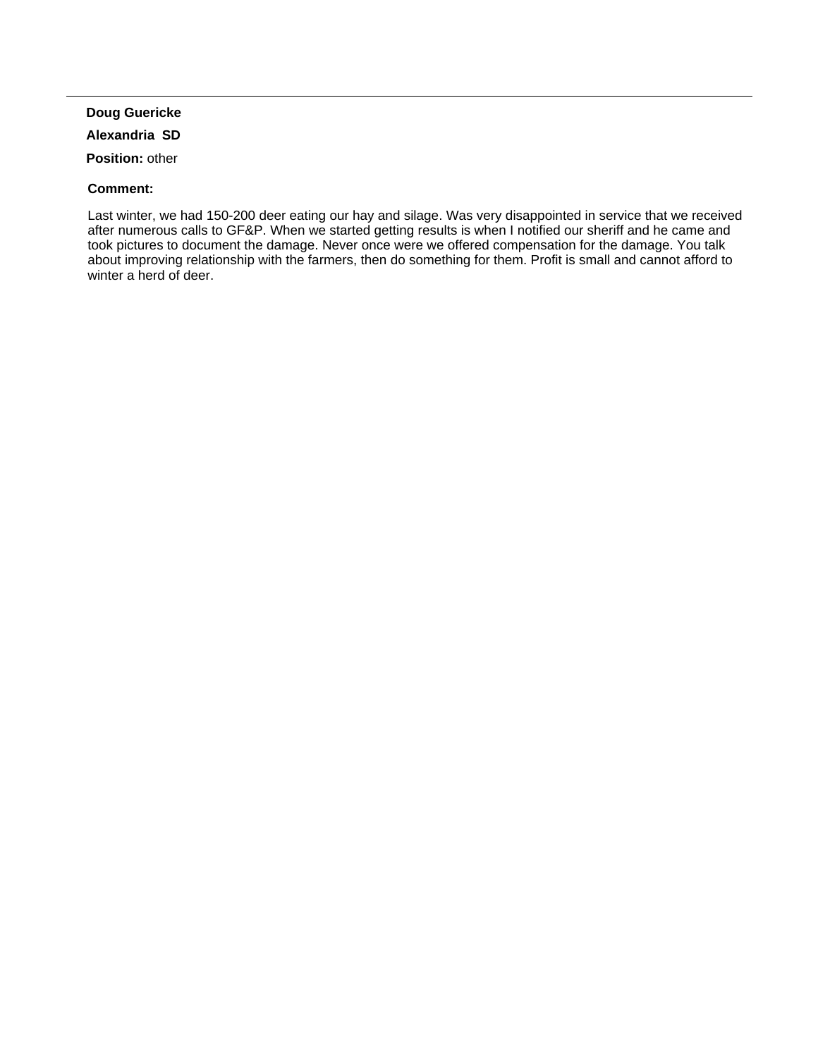**Doug Guericke**

**Alexandria SD**

**Position:** other

**Comment:**

Last winter, we had 150-200 deer eating our hay and silage. Was very disappointed in service that we received after numerous calls to GF&P. When we started getting results is when I notified our sheriff and he came and took pictures to document the damage. Never once were we offered compensation for the damage. You talk about improving relationship with the farmers, then do something for them. Profit is small and cannot afford to winter a herd of deer.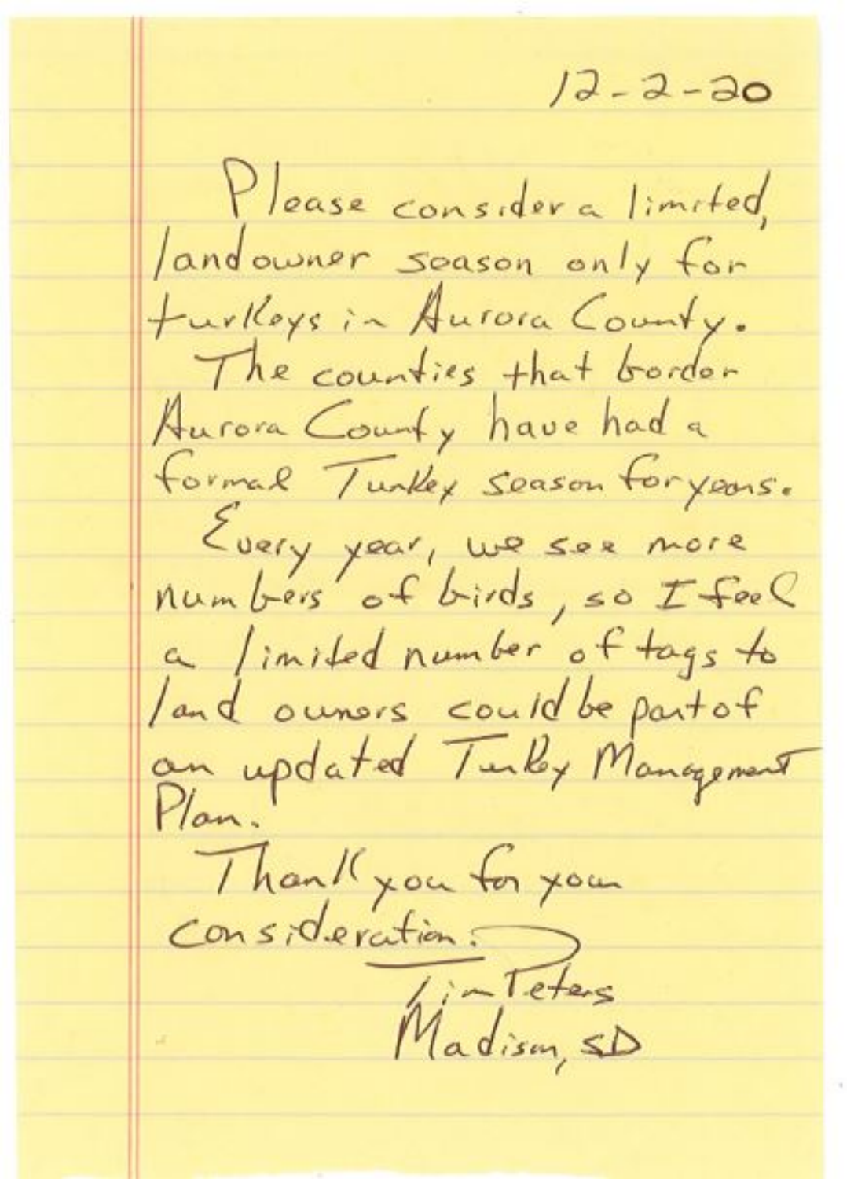12-2-20

Please consider a limited, landowner season only for turkeys in Aurora County.

The counties that border Aurora County have had a formal Turkey season for years.

Every year, we see more numbers of birds, so I feel a limited number of tags to land owners could be part of an updated Turkey Management Plan.

Thank you for your consideration.

Jim Peters
Madison, SD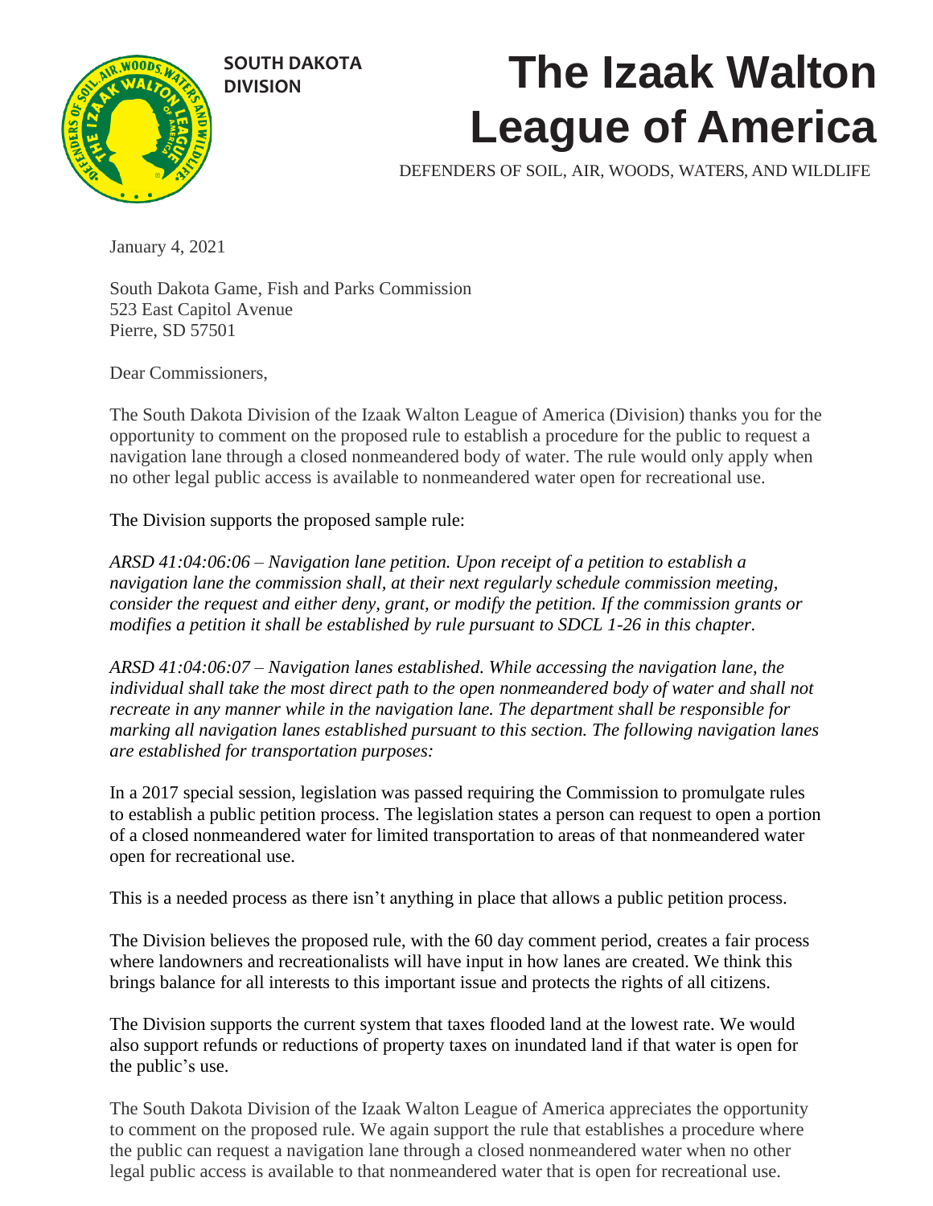**SOUTH DAKOTA DIVISION**

# The Izaak Walton League of America

DEFENDERS OF SOIL, AIR, WOODS, WATERS, AND WILDLIFE

January 4, 2021

South Dakota Game, Fish and Parks Commission
523 East Capitol Avenue
Pierre, SD 57501

Dear Commissioners,

The South Dakota Division of the Izaak Walton League of America (Division) thanks you for the opportunity to comment on the proposed rule to establish a procedure for the public to request a navigation lane through a closed nonmeandered body of water. The rule would only apply when no other legal public access is available to nonmeandered water open for recreational use.

The Division supports the proposed sample rule:

*ARSD 41:04:06:06 – Navigation lane petition. Upon receipt of a petition to establish a navigation lane the commission shall, at their next regularly schedule commission meeting, consider the request and either deny, grant, or modify the petition. If the commission grants or modifies a petition it shall be established by rule pursuant to SDCL 1-26 in this chapter.*

*ARSD 41:04:06:07 – Navigation lanes established. While accessing the navigation lane, the individual shall take the most direct path to the open nonmeandered body of water and shall not recreate in any manner while in the navigation lane. The department shall be responsible for marking all navigation lanes established pursuant to this section. The following navigation lanes are established for transportation purposes:*

In a 2017 special session, legislation was passed requiring the Commission to promulgate rules to establish a public petition process. The legislation states a person can request to open a portion of a closed nonmeandered water for limited transportation to areas of that nonmeandered water open for recreational use.

This is a needed process as there isn't anything in place that allows a public petition process.

The Division believes the proposed rule, with the 60 day comment period, creates a fair process where landowners and recreationalists will have input in how lanes are created. We think this brings balance for all interests to this important issue and protects the rights of all citizens.

The Division supports the current system that taxes flooded land at the lowest rate. We would also support refunds or reductions of property taxes on inundated land if that water is open for the public's use.

The South Dakota Division of the Izaak Walton League of America appreciates the opportunity to comment on the proposed rule. We again support the rule that establishes a procedure where the public can request a navigation lane through a closed nonmeandered water when no other legal public access is available to that nonmeandered water that is open for recreational use.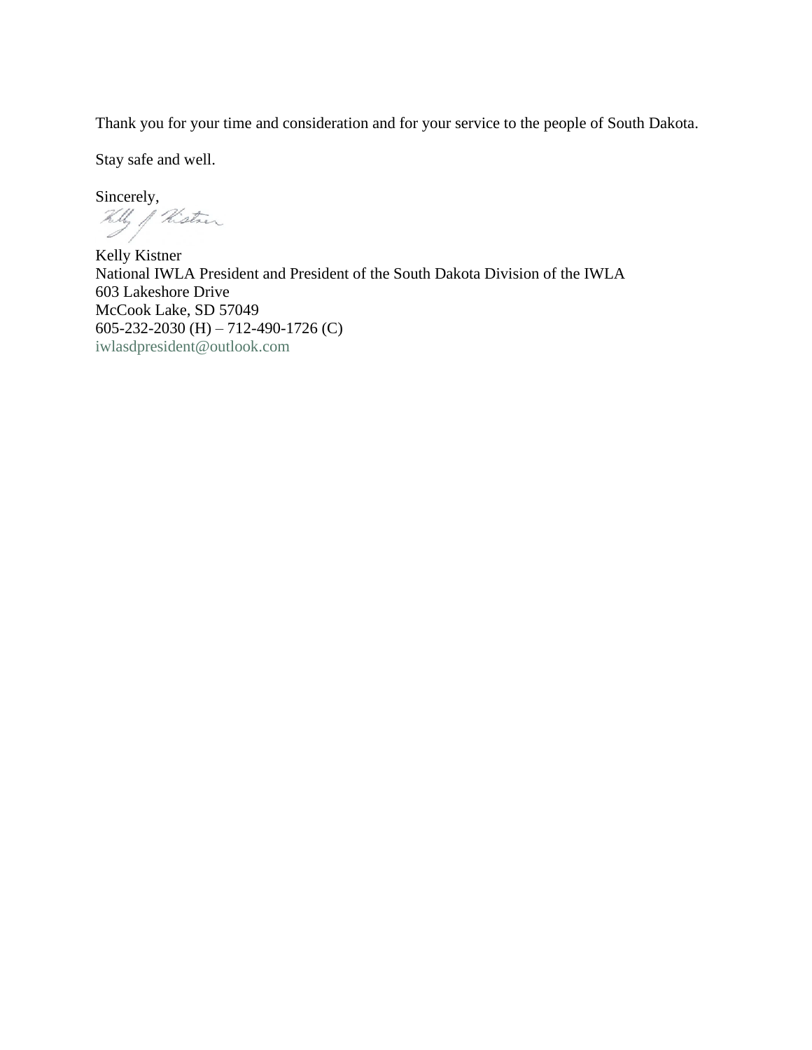Thank you for your time and consideration and for your service to the people of South Dakota.

Stay safe and well.

Sincerely,

Kelly Kistner  
National IWLA President and President of the South Dakota Division of the IWLA  
603 Lakeshore Drive  
McCook Lake, SD 57049  
605-232-2030 (H) – 712-490-1726 (C)  
iwlasdpresident@outlook.com